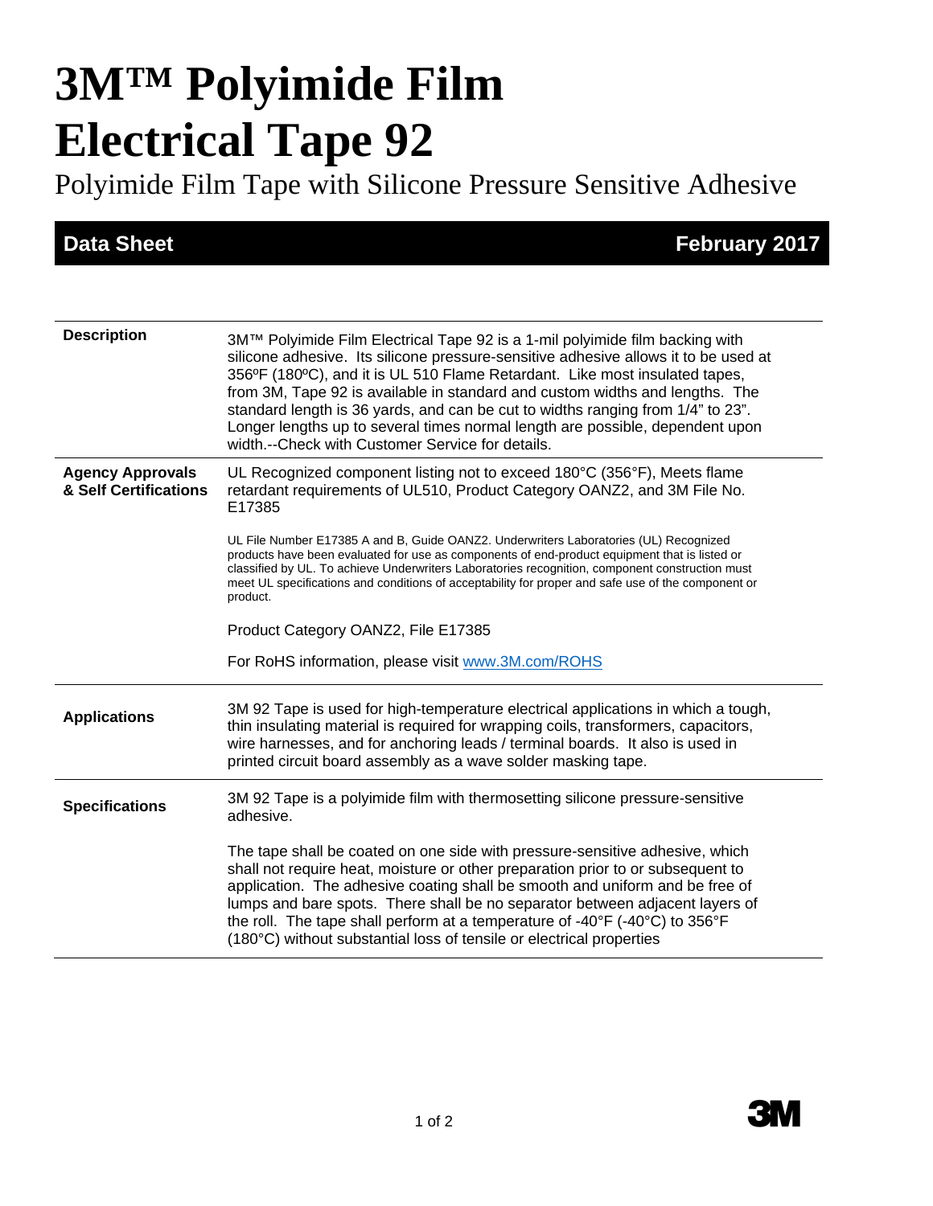# 3M™ Polyimide Film Electrical Tape 92

Polyimide Film Tape with Silicone Pressure Sensitive Adhesive

**Data Sheet** **February 2017**

| | |
|---|---|
| **Description** | 3M™ Polyimide Film Electrical Tape 92 is a 1-mil polyimide film backing with silicone adhesive. Its silicone pressure-sensitive adhesive allows it to be used at 356ºF (180ºC), and it is UL 510 Flame Retardant. Like most insulated tapes, from 3M, Tape 92 is available in standard and custom widths and lengths. The standard length is 36 yards, and can be cut to widths ranging from 1/4" to 23". Longer lengths up to several times normal length are possible, dependent upon width.--Check with Customer Service for details. |
| **Agency Approvals & Self Certifications** | UL Recognized component listing not to exceed 180°C (356°F), Meets flame retardant requirements of UL510, Product Category OANZ2, and 3M File No. E17385<br><br>UL File Number E17385 A and B, Guide OANZ2. Underwriters Laboratories (UL) Recognized products have been evaluated for use as components of end-product equipment that is listed or classified by UL. To achieve Underwriters Laboratories recognition, component construction must meet UL specifications and conditions of acceptability for proper and safe use of the component or product.<br><br>Product Category OANZ2, File E17385<br><br>For RoHS information, please visit www.3M.com/ROHS |
| **Applications** | 3M 92 Tape is used for high-temperature electrical applications in which a tough, thin insulating material is required for wrapping coils, transformers, capacitors, wire harnesses, and for anchoring leads / terminal boards. It also is used in printed circuit board assembly as a wave solder masking tape. |
| **Specifications** | 3M 92 Tape is a polyimide film with thermosetting silicone pressure-sensitive adhesive.<br><br>The tape shall be coated on one side with pressure-sensitive adhesive, which shall not require heat, moisture or other preparation prior to or subsequent to application. The adhesive coating shall be smooth and uniform and be free of lumps and bare spots. There shall be no separator between adjacent layers of the roll. The tape shall perform at a temperature of -40°F (-40°C) to 356°F (180°C) without substantial loss of tensile or electrical properties |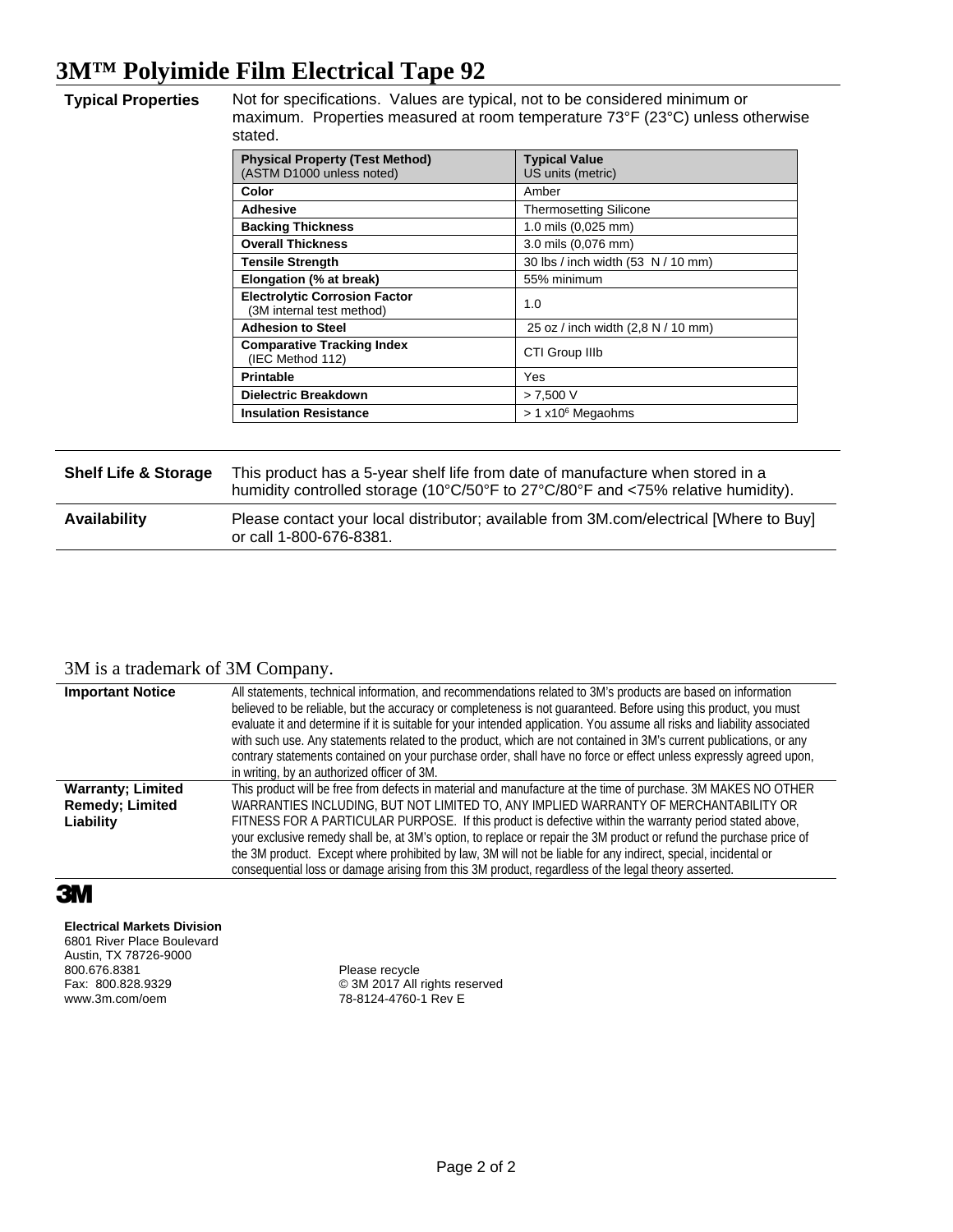# 3M™ Polyimide Film Electrical Tape 92

**Typical Properties**

Not for specifications. Values are typical, not to be considered minimum or maximum. Properties measured at room temperature 73°F (23°C) unless otherwise stated.

| **Physical Property (Test Method)** (ASTM D1000 unless noted) | **Typical Value** US units (metric) |
|---|---|
| **Color** | Amber |
| **Adhesive** | Thermosetting Silicone |
| **Backing Thickness** | 1.0 mils (0,025 mm) |
| **Overall Thickness** | 3.0 mils (0,076 mm) |
| **Tensile Strength** | 30 lbs / inch width (53 N / 10 mm) |
| **Elongation (% at break)** | 55% minimum |
| **Electrolytic Corrosion Factor** (3M internal test method) | 1.0 |
| **Adhesion to Steel** | 25 oz / inch width (2,8 N / 10 mm) |
| **Comparative Tracking Index** (IEC Method 112) | CTI Group IIIb |
| **Printable** | Yes |
| **Dielectric Breakdown** | > 7,500 V |
| **Insulation Resistance** | > 1 x$10^6$ Megaohms |

**Shelf Life & Storage**

This product has a 5-year shelf life from date of manufacture when stored in a humidity controlled storage (10°C/50°F to 27°C/80°F and <75% relative humidity).

**Availability**

Please contact your local distributor; available from 3M.com/electrical [Where to Buy] or call 1-800-676-8381.

3M is a trademark of 3M Company.

**Important Notice**

All statements, technical information, and recommendations related to 3M's products are based on information believed to be reliable, but the accuracy or completeness is not guaranteed. Before using this product, you must evaluate it and determine if it is suitable for your intended application. You assume all risks and liability associated with such use. Any statements related to the product, which are not contained in 3M's current publications, or any contrary statements contained on your purchase order, shall have no force or effect unless expressly agreed upon, in writing, by an authorized officer of 3M.

**Warranty; Limited Remedy; Limited Liability**

This product will be free from defects in material and manufacture at the time of purchase. 3M MAKES NO OTHER WARRANTIES INCLUDING, BUT NOT LIMITED TO, ANY IMPLIED WARRANTY OF MERCHANTABILITY OR FITNESS FOR A PARTICULAR PURPOSE. If this product is defective within the warranty period stated above, your exclusive remedy shall be, at 3M's option, to replace or repair the 3M product or refund the purchase price of the 3M product. Except where prohibited by law, 3M will not be liable for any indirect, special, incidental or consequential loss or damage arising from this 3M product, regardless of the legal theory asserted.

3M

**Electrical Markets Division**
6801 River Place Boulevard
Austin, TX 78726-9000
800.676.8381
Fax: 800.828.9329
www.3m.com/oem

Please recycle
© 3M 2017 All rights reserved
78-8124-4760-1 Rev E